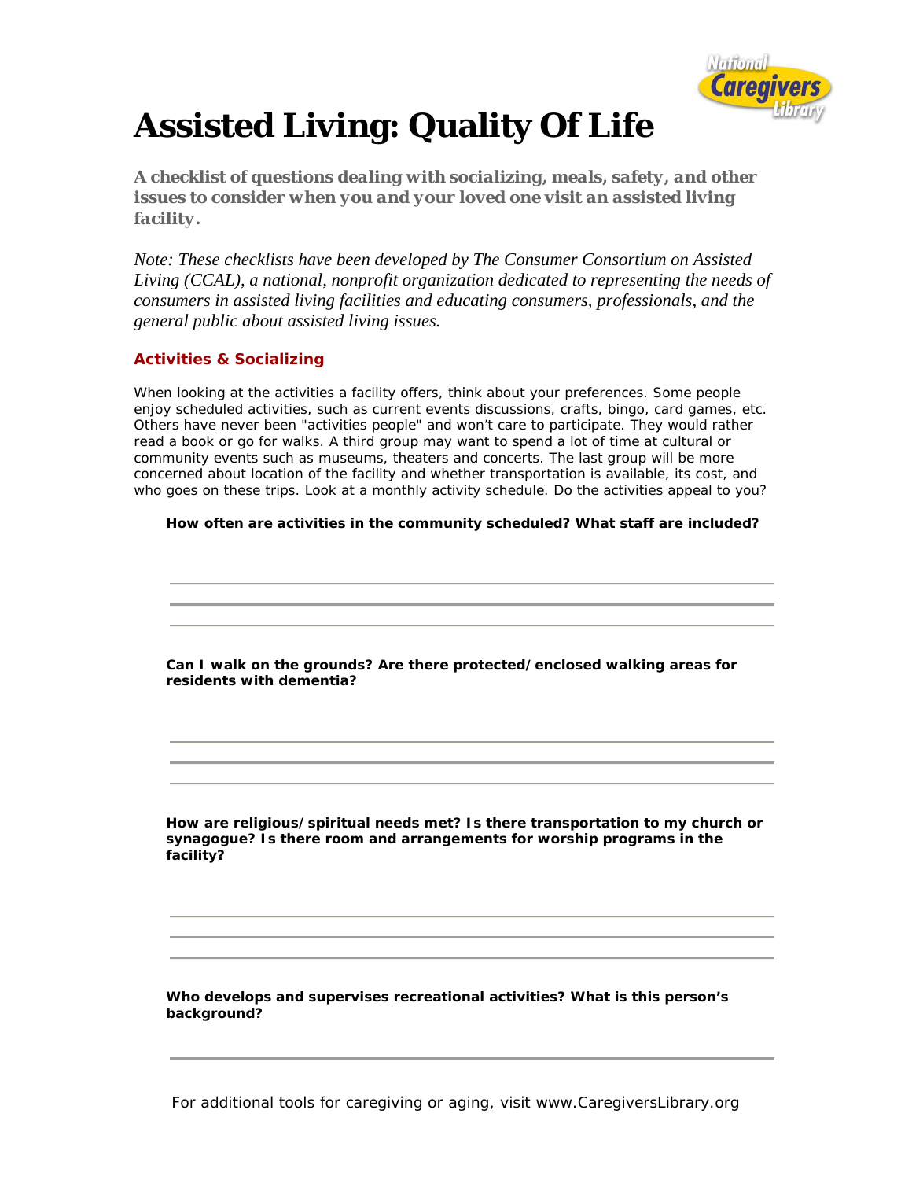# Assisted Living: Quality Of Life

***A checklist of questions dealing with socializing, meals, safety, and other issues to consider when you and your loved one visit an assisted living facility.***

*Note: These checklists have been developed by The Consumer Consortium on Assisted Living (CCAL), a national, nonprofit organization dedicated to representing the needs of consumers in assisted living facilities and educating consumers, professionals, and the general public about assisted living issues.*

## Activities & Socializing

When looking at the activities a facility offers, think about your preferences. Some people enjoy scheduled activities, such as current events discussions, crafts, bingo, card games, etc. Others have never been "activities people" and won't care to participate. They would rather read a book or go for walks. A third group may want to spend a lot of time at cultural or community events such as museums, theaters and concerts. The last group will be more concerned about location of the facility and whether transportation is available, its cost, and who goes on these trips. Look at a monthly activity schedule. Do the activities appeal to you?

**How often are activities in the community scheduled? What staff are included?**

______________________________

______________________________

______________________________

**Can I walk on the grounds? Are there protected/enclosed walking areas for residents with dementia?**

______________________________

______________________________

______________________________

**How are religious/spiritual needs met? Is there transportation to my church or synagogue? Is there room and arrangements for worship programs in the facility?**

______________________________

______________________________

______________________________

**Who develops and supervises recreational activities? What is this person's background?**

______________________________

For additional tools for caregiving or aging, visit www.CaregiversLibrary.org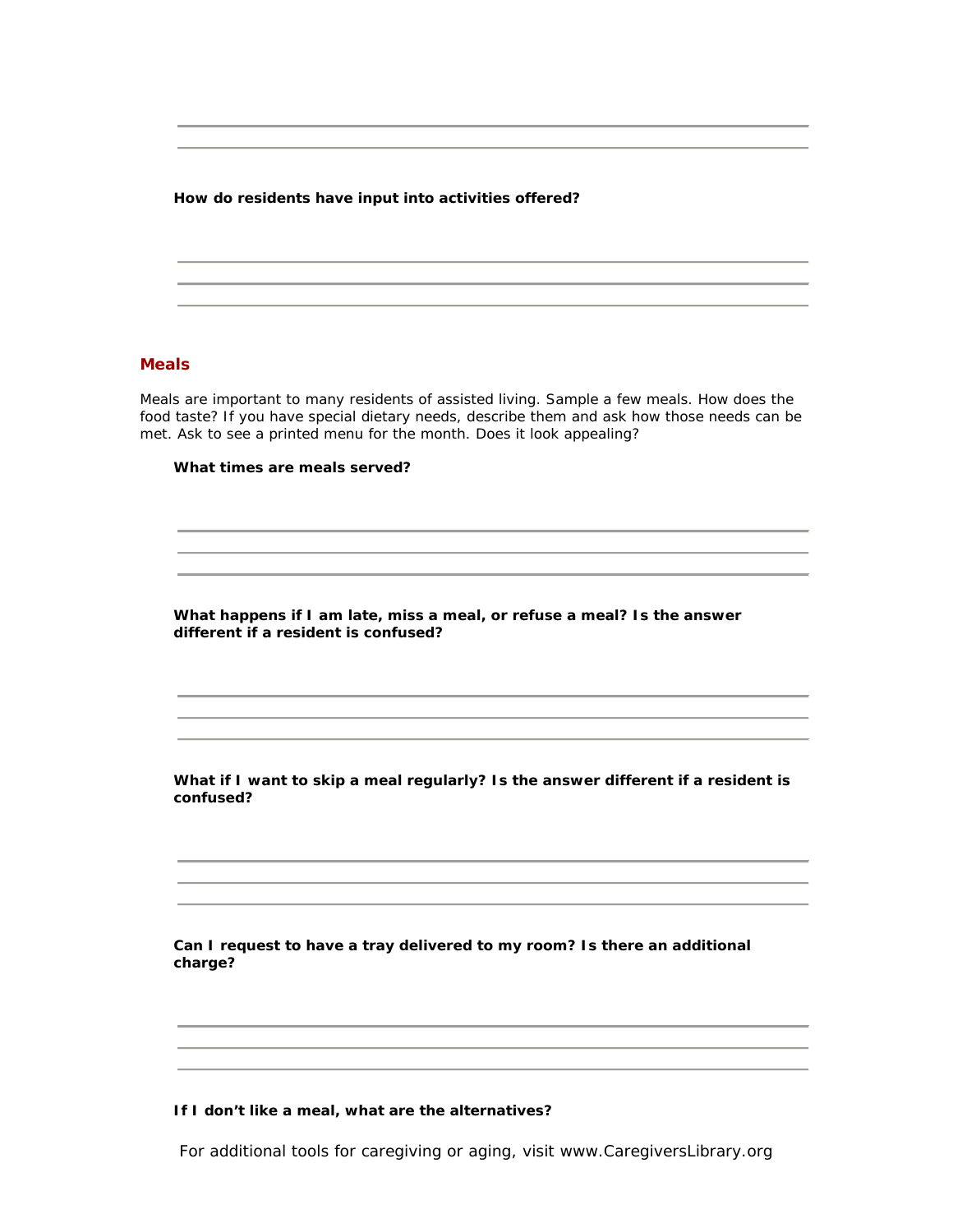**How do residents have input into activities offered?**

## Meals

Meals are important to many residents of assisted living. Sample a few meals. How does the food taste? If you have special dietary needs, describe them and ask how those needs can be met. Ask to see a printed menu for the month. Does it look appealing?

**What times are meals served?**

**What happens if I am late, miss a meal, or refuse a meal? Is the answer different if a resident is confused?**

**What if I want to skip a meal regularly? Is the answer different if a resident is confused?**

**Can I request to have a tray delivered to my room? Is there an additional charge?**

**If I don't like a meal, what are the alternatives?**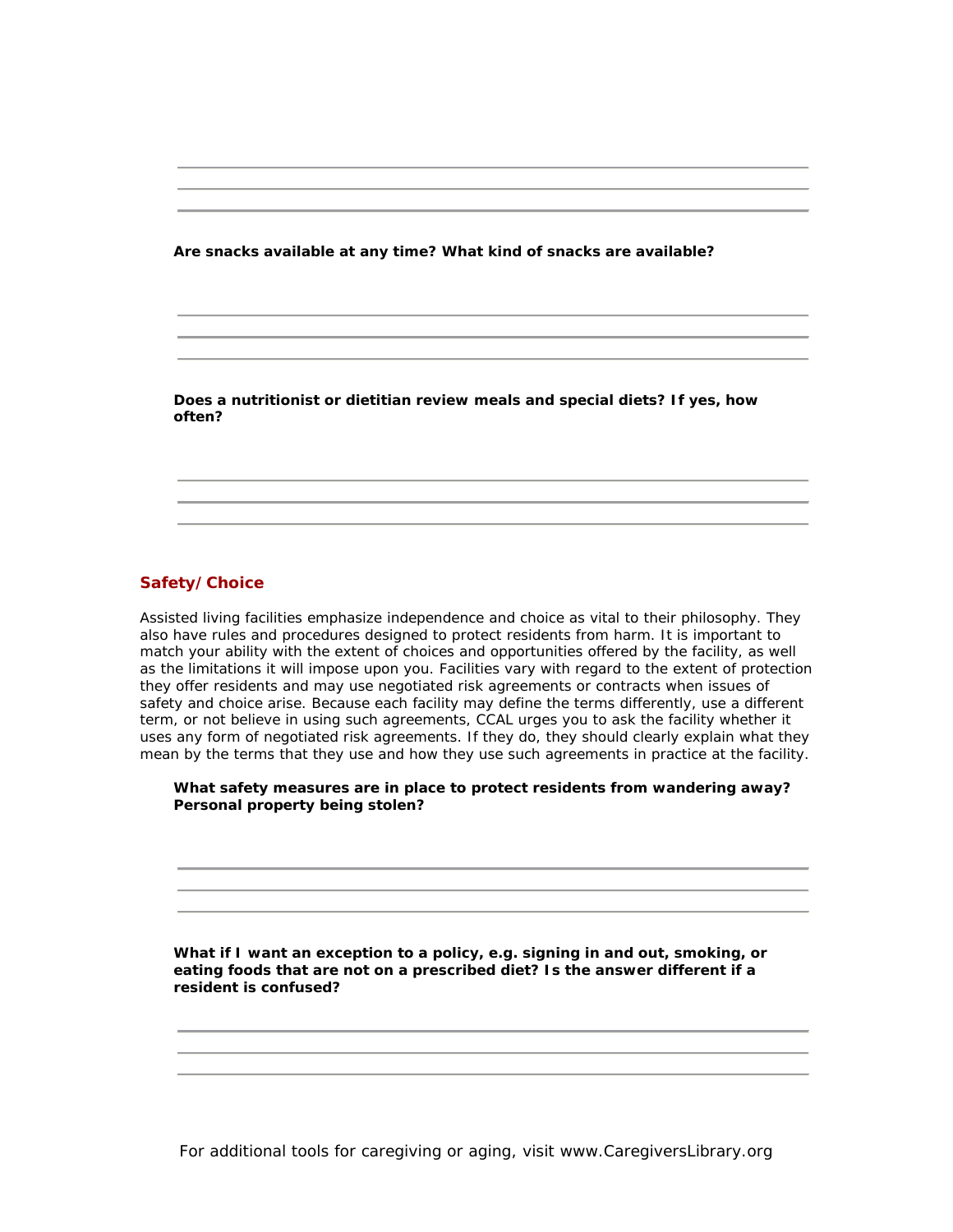**Are snacks available at any time? What kind of snacks are available?**

**Does a nutritionist or dietitian review meals and special diets? If yes, how often?**

## Safety/Choice

Assisted living facilities emphasize independence and choice as vital to their philosophy. They also have rules and procedures designed to protect residents from harm. It is important to match your ability with the extent of choices and opportunities offered by the facility, as well as the limitations it will impose upon you. Facilities vary with regard to the extent of protection they offer residents and may use negotiated risk agreements or contracts when issues of safety and choice arise. Because each facility may define the terms differently, use a different term, or not believe in using such agreements, CCAL urges you to ask the facility whether it uses any form of negotiated risk agreements. If they do, they should clearly explain what they mean by the terms that they use and how they use such agreements in practice at the facility.

**What safety measures are in place to protect residents from wandering away? Personal property being stolen?**

**What if I want an exception to a policy, e.g. signing in and out, smoking, or eating foods that are not on a prescribed diet? Is the answer different if a resident is confused?**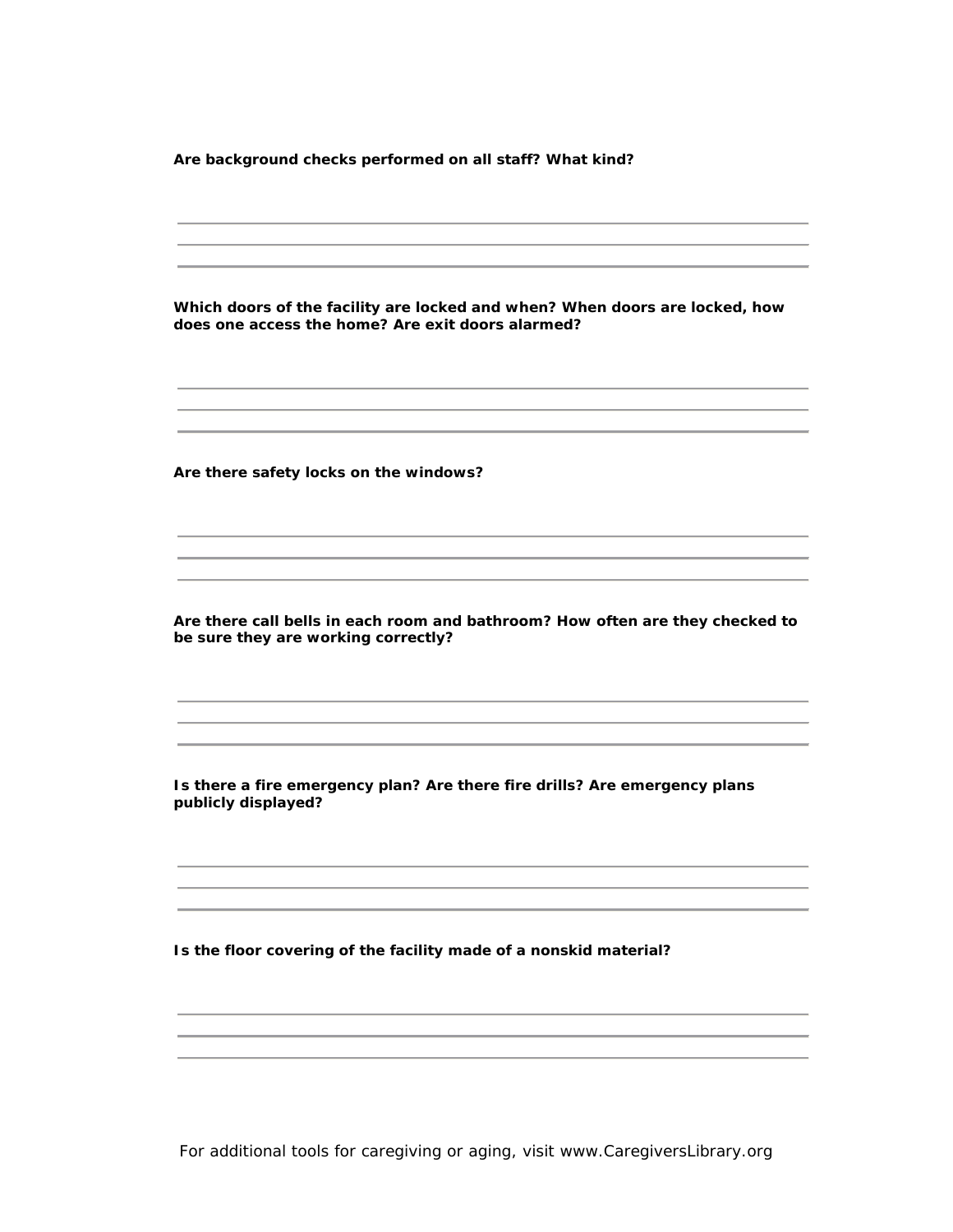**Are background checks performed on all staff? What kind?**

**Which doors of the facility are locked and when? When doors are locked, how does one access the home? Are exit doors alarmed?**

**Are there safety locks on the windows?**

**Are there call bells in each room and bathroom? How often are they checked to be sure they are working correctly?**

**Is there a fire emergency plan? Are there fire drills? Are emergency plans publicly displayed?**

**Is the floor covering of the facility made of a nonskid material?**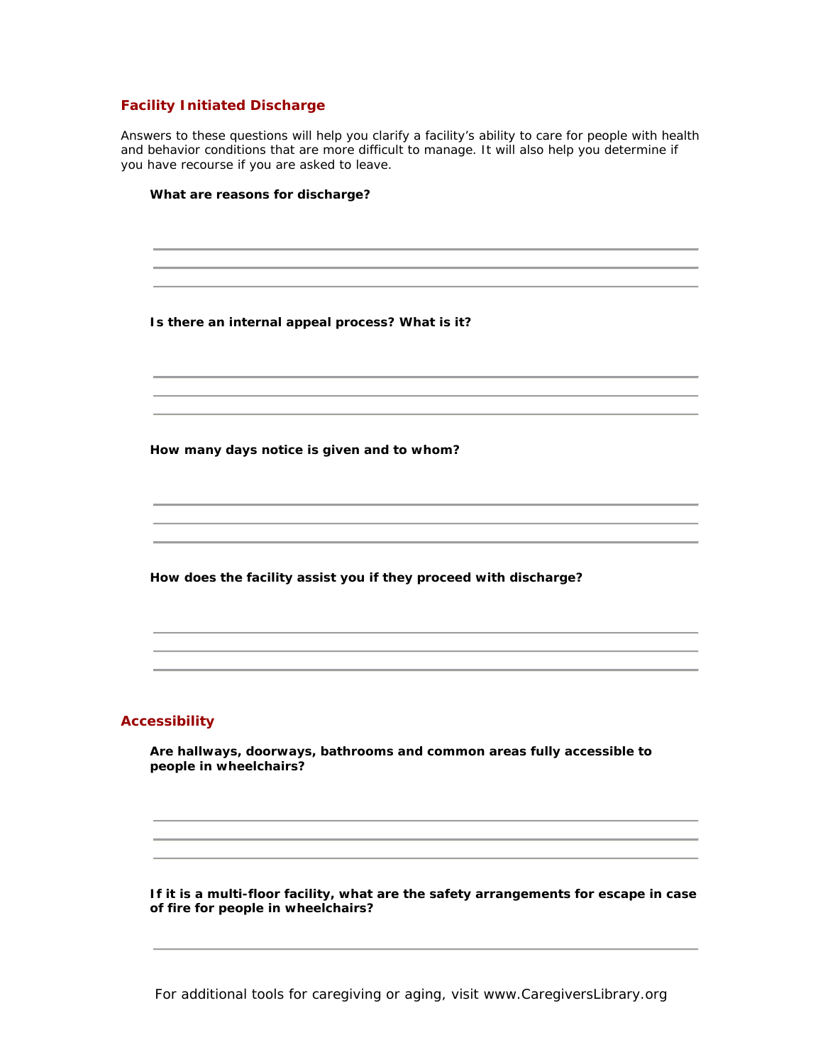## Facility Initiated Discharge

Answers to these questions will help you clarify a facility's ability to care for people with health and behavior conditions that are more difficult to manage. It will also help you determine if you have recourse if you are asked to leave.

**What are reasons for discharge?**

**Is there an internal appeal process? What is it?**

**How many days notice is given and to whom?**

**How does the facility assist you if they proceed with discharge?**

## Accessibility

**Are hallways, doorways, bathrooms and common areas fully accessible to people in wheelchairs?**

**If it is a multi-floor facility, what are the safety arrangements for escape in case of fire for people in wheelchairs?**

For additional tools for caregiving or aging, visit www.CaregiversLibrary.org